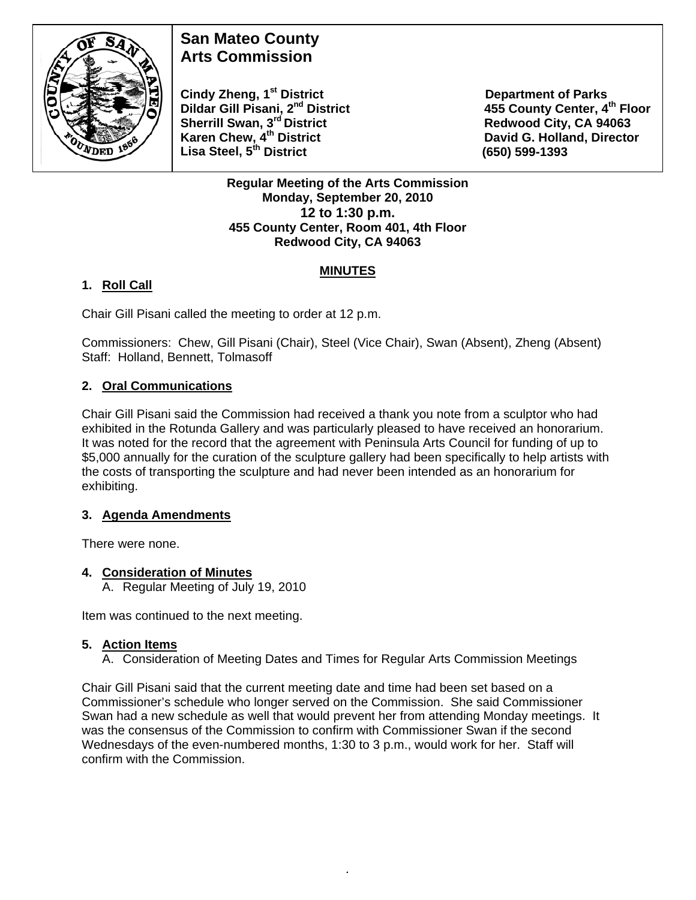# San Mateo County Arts Commission

**Cindy Zheng, 1st District**
**Dildar Gill Pisani, 2nd District**
**Sherrill Swan, 3rd District**
**Karen Chew, 4th District**
**Lisa Steel, 5th District**

**Department of Parks**
**455 County Center, 4th Floor**
**Redwood City, CA 94063**
**David G. Holland, Director**
**(650) 599-1393**

**Regular Meeting of the Arts Commission**
**Monday, September 20, 2010**
**12 to 1:30 p.m.**
**455 County Center, Room 401, 4th Floor**
**Redwood City, CA 94063**

## MINUTES

### 1. Roll Call

Chair Gill Pisani called the meeting to order at 12 p.m.

Commissioners: Chew, Gill Pisani (Chair), Steel (Vice Chair), Swan (Absent), Zheng (Absent)
Staff: Holland, Bennett, Tolmasoff

### 2. Oral Communications

Chair Gill Pisani said the Commission had received a thank you note from a sculptor who had exhibited in the Rotunda Gallery and was particularly pleased to have received an honorarium. It was noted for the record that the agreement with Peninsula Arts Council for funding of up to $5,000 annually for the curation of the sculpture gallery had been specifically to help artists with the costs of transporting the sculpture and had never been intended as an honorarium for exhibiting.

### 3. Agenda Amendments

There were none.

### 4. Consideration of Minutes

A. Regular Meeting of July 19, 2010

Item was continued to the next meeting.

### 5. Action Items

A. Consideration of Meeting Dates and Times for Regular Arts Commission Meetings

Chair Gill Pisani said that the current meeting date and time had been set based on a Commissioner's schedule who longer served on the Commission. She said Commissioner Swan had a new schedule as well that would prevent her from attending Monday meetings. It was the consensus of the Commission to confirm with Commissioner Swan if the second Wednesdays of the even-numbered months, 1:30 to 3 p.m., would work for her. Staff will confirm with the Commission.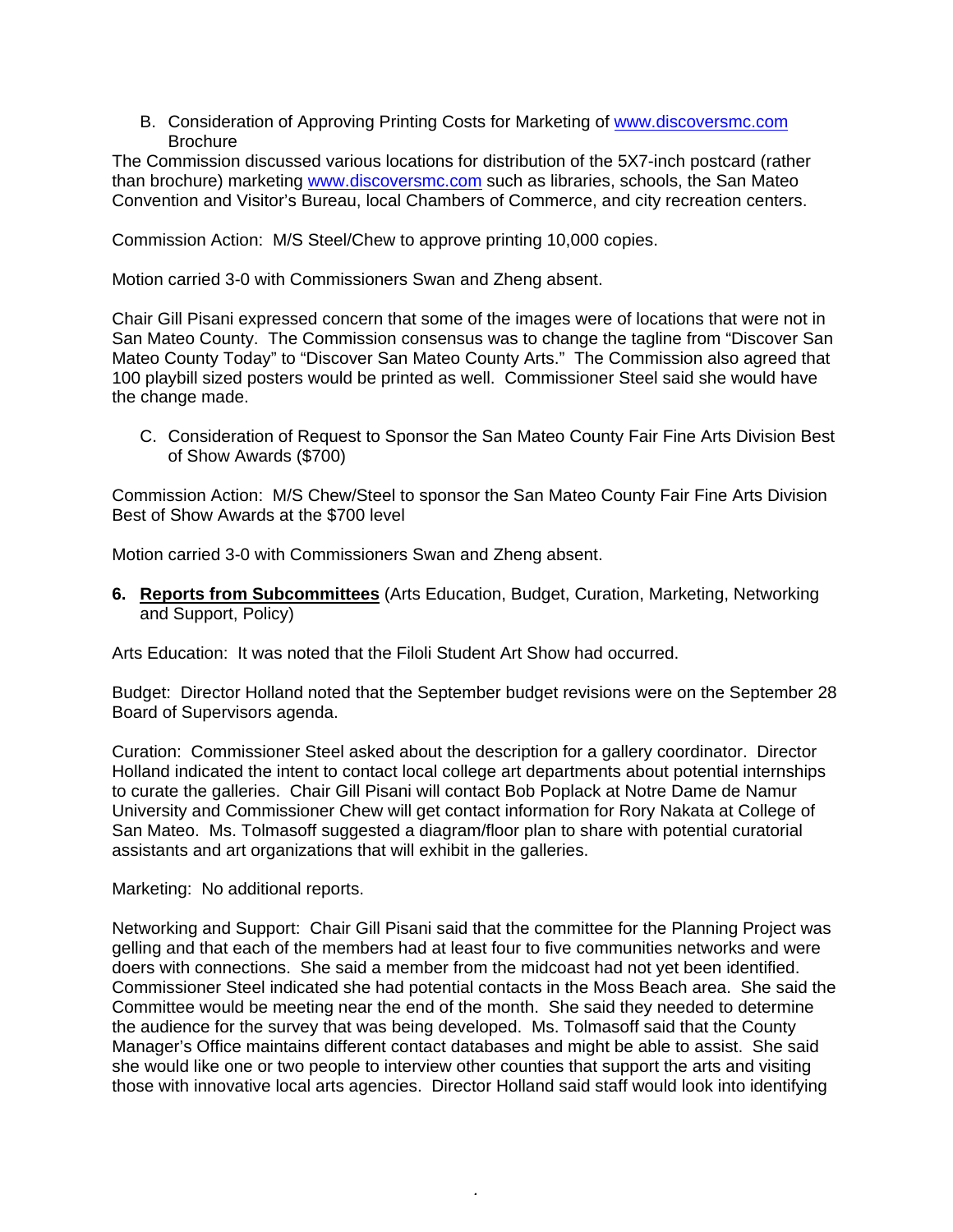B. Consideration of Approving Printing Costs for Marketing of www.discoversmc.com Brochure

The Commission discussed various locations for distribution of the 5X7-inch postcard (rather than brochure) marketing www.discoversmc.com such as libraries, schools, the San Mateo Convention and Visitor's Bureau, local Chambers of Commerce, and city recreation centers.

Commission Action: M/S Steel/Chew to approve printing 10,000 copies.

Motion carried 3-0 with Commissioners Swan and Zheng absent.

Chair Gill Pisani expressed concern that some of the images were of locations that were not in San Mateo County. The Commission consensus was to change the tagline from "Discover San Mateo County Today" to "Discover San Mateo County Arts." The Commission also agreed that 100 playbill sized posters would be printed as well. Commissioner Steel said she would have the change made.

C. Consideration of Request to Sponsor the San Mateo County Fair Fine Arts Division Best of Show Awards ($700)

Commission Action: M/S Chew/Steel to sponsor the San Mateo County Fair Fine Arts Division Best of Show Awards at the $700 level

Motion carried 3-0 with Commissioners Swan and Zheng absent.

**6. <u>Reports from Subcommittees</u>** (Arts Education, Budget, Curation, Marketing, Networking and Support, Policy)

Arts Education: It was noted that the Filoli Student Art Show had occurred.

Budget: Director Holland noted that the September budget revisions were on the September 28 Board of Supervisors agenda.

Curation: Commissioner Steel asked about the description for a gallery coordinator. Director Holland indicated the intent to contact local college art departments about potential internships to curate the galleries. Chair Gill Pisani will contact Bob Poplack at Notre Dame de Namur University and Commissioner Chew will get contact information for Rory Nakata at College of San Mateo. Ms. Tolmasoff suggested a diagram/floor plan to share with potential curatorial assistants and art organizations that will exhibit in the galleries.

Marketing: No additional reports.

Networking and Support: Chair Gill Pisani said that the committee for the Planning Project was gelling and that each of the members had at least four to five communities networks and were doers with connections. She said a member from the midcoast had not yet been identified. Commissioner Steel indicated she had potential contacts in the Moss Beach area. She said the Committee would be meeting near the end of the month. She said they needed to determine the audience for the survey that was being developed. Ms. Tolmasoff said that the County Manager's Office maintains different contact databases and might be able to assist. She said she would like one or two people to interview other counties that support the arts and visiting those with innovative local arts agencies. Director Holland said staff would look into identifying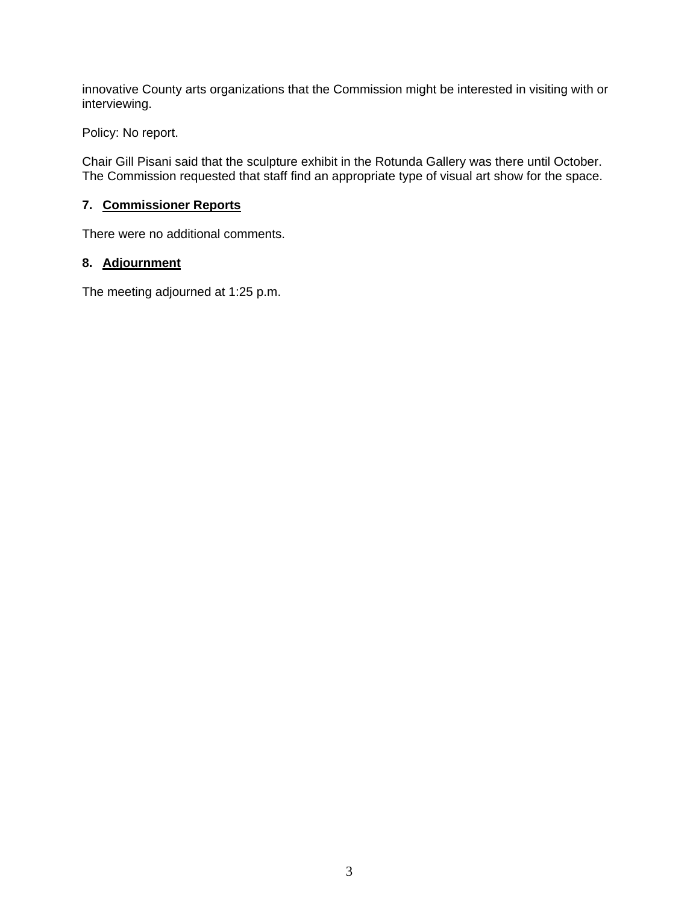innovative County arts organizations that the Commission might be interested in visiting with or interviewing.

Policy: No report.

Chair Gill Pisani said that the sculpture exhibit in the Rotunda Gallery was there until October. The Commission requested that staff find an appropriate type of visual art show for the space.

## 7. Commissioner Reports

There were no additional comments.

## 8. Adjournment

The meeting adjourned at 1:25 p.m.